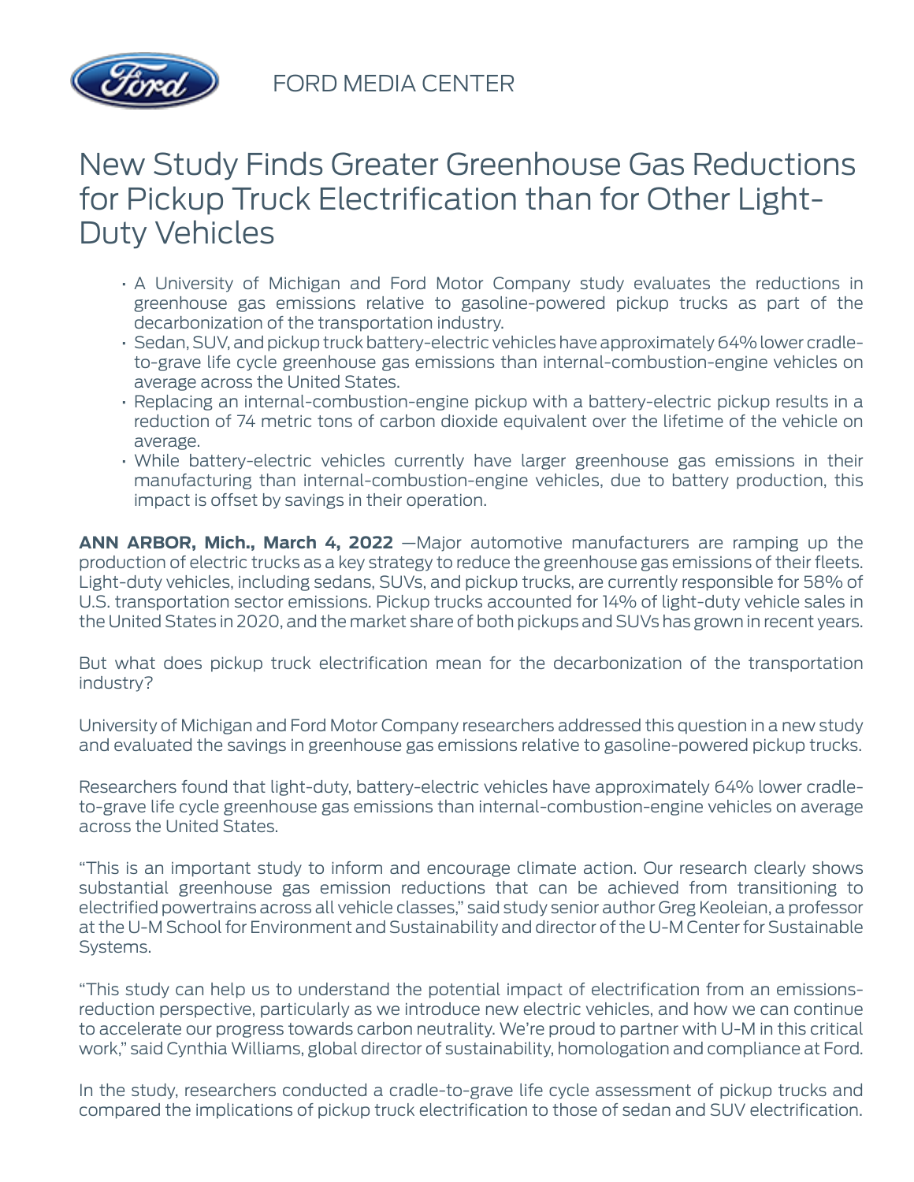FORD MEDIA CENTER

# New Study Finds Greater Greenhouse Gas Reductions for Pickup Truck Electrification than for Other Light-Duty Vehicles

- A University of Michigan and Ford Motor Company study evaluates the reductions in greenhouse gas emissions relative to gasoline-powered pickup trucks as part of the decarbonization of the transportation industry.
- Sedan, SUV, and pickup truck battery-electric vehicles have approximately 64% lower cradle-to-grave life cycle greenhouse gas emissions than internal-combustion-engine vehicles on average across the United States.
- Replacing an internal-combustion-engine pickup with a battery-electric pickup results in a reduction of 74 metric tons of carbon dioxide equivalent over the lifetime of the vehicle on average.
- While battery-electric vehicles currently have larger greenhouse gas emissions in their manufacturing than internal-combustion-engine vehicles, due to battery production, this impact is offset by savings in their operation.

**ANN ARBOR, Mich., March 4, 2022** —Major automotive manufacturers are ramping up the production of electric trucks as a key strategy to reduce the greenhouse gas emissions of their fleets. Light-duty vehicles, including sedans, SUVs, and pickup trucks, are currently responsible for 58% of U.S. transportation sector emissions. Pickup trucks accounted for 14% of light-duty vehicle sales in the United States in 2020, and the market share of both pickups and SUVs has grown in recent years.

But what does pickup truck electrification mean for the decarbonization of the transportation industry?

University of Michigan and Ford Motor Company researchers addressed this question in a new study and evaluated the savings in greenhouse gas emissions relative to gasoline-powered pickup trucks.

Researchers found that light-duty, battery-electric vehicles have approximately 64% lower cradle-to-grave life cycle greenhouse gas emissions than internal-combustion-engine vehicles on average across the United States.

"This is an important study to inform and encourage climate action. Our research clearly shows substantial greenhouse gas emission reductions that can be achieved from transitioning to electrified powertrains across all vehicle classes," said study senior author Greg Keoleian, a professor at the U-M School for Environment and Sustainability and director of the U-M Center for Sustainable Systems.

"This study can help us to understand the potential impact of electrification from an emissions-reduction perspective, particularly as we introduce new electric vehicles, and how we can continue to accelerate our progress towards carbon neutrality. We're proud to partner with U-M in this critical work," said Cynthia Williams, global director of sustainability, homologation and compliance at Ford.

In the study, researchers conducted a cradle-to-grave life cycle assessment of pickup trucks and compared the implications of pickup truck electrification to those of sedan and SUV electrification.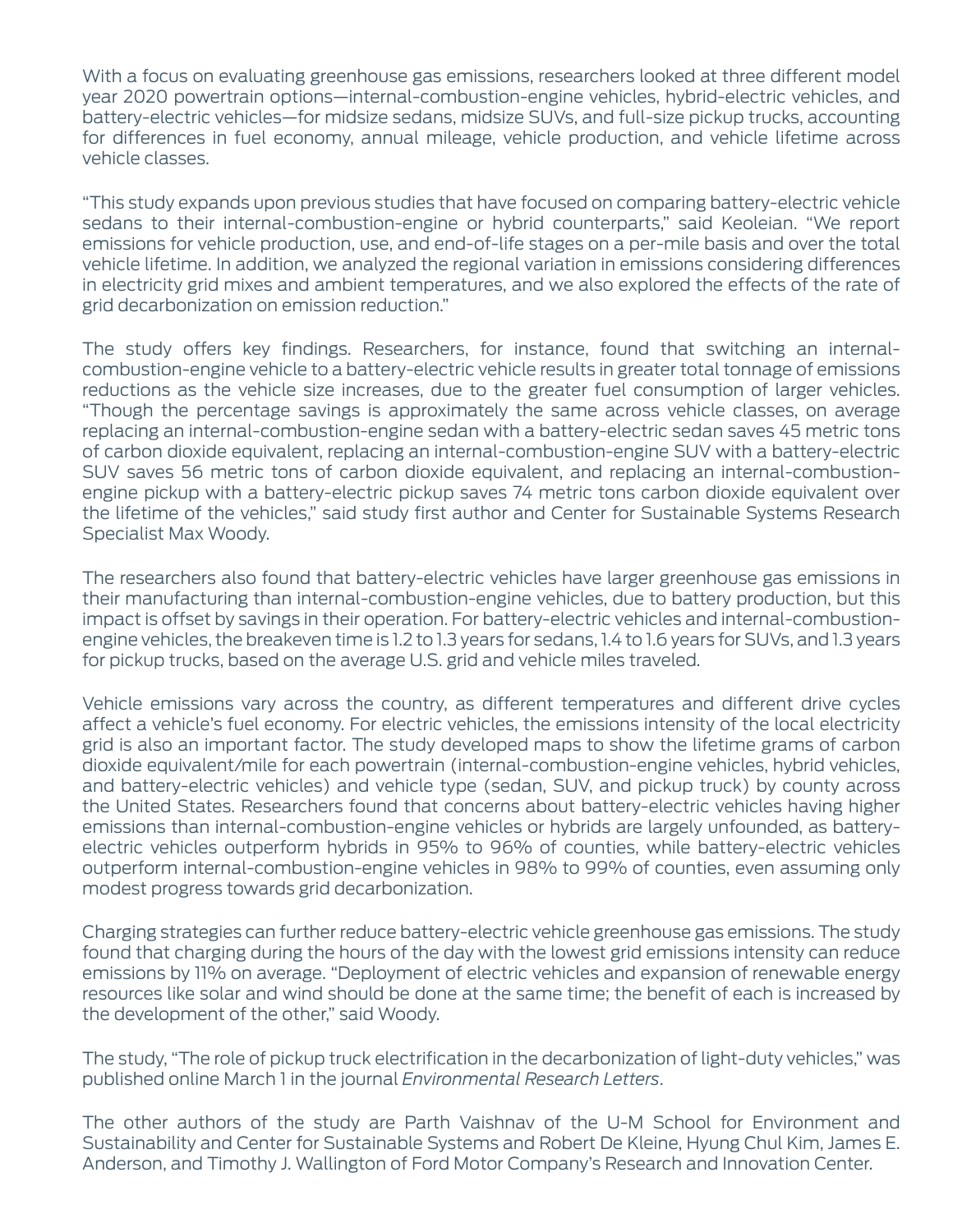With a focus on evaluating greenhouse gas emissions, researchers looked at three different model year 2020 powertrain options—internal-combustion-engine vehicles, hybrid-electric vehicles, and battery-electric vehicles—for midsize sedans, midsize SUVs, and full-size pickup trucks, accounting for differences in fuel economy, annual mileage, vehicle production, and vehicle lifetime across vehicle classes.

"This study expands upon previous studies that have focused on comparing battery-electric vehicle sedans to their internal-combustion-engine or hybrid counterparts," said Keoleian. "We report emissions for vehicle production, use, and end-of-life stages on a per-mile basis and over the total vehicle lifetime. In addition, we analyzed the regional variation in emissions considering differences in electricity grid mixes and ambient temperatures, and we also explored the effects of the rate of grid decarbonization on emission reduction."

The study offers key findings. Researchers, for instance, found that switching an internal-combustion-engine vehicle to a battery-electric vehicle results in greater total tonnage of emissions reductions as the vehicle size increases, due to the greater fuel consumption of larger vehicles. "Though the percentage savings is approximately the same across vehicle classes, on average replacing an internal-combustion-engine sedan with a battery-electric sedan saves 45 metric tons of carbon dioxide equivalent, replacing an internal-combustion-engine SUV with a battery-electric SUV saves 56 metric tons of carbon dioxide equivalent, and replacing an internal-combustion-engine pickup with a battery-electric pickup saves 74 metric tons carbon dioxide equivalent over the lifetime of the vehicles," said study first author and Center for Sustainable Systems Research Specialist Max Woody.

The researchers also found that battery-electric vehicles have larger greenhouse gas emissions in their manufacturing than internal-combustion-engine vehicles, due to battery production, but this impact is offset by savings in their operation. For battery-electric vehicles and internal-combustion-engine vehicles, the breakeven time is 1.2 to 1.3 years for sedans, 1.4 to 1.6 years for SUVs, and 1.3 years for pickup trucks, based on the average U.S. grid and vehicle miles traveled.

Vehicle emissions vary across the country, as different temperatures and different drive cycles affect a vehicle's fuel economy. For electric vehicles, the emissions intensity of the local electricity grid is also an important factor. The study developed maps to show the lifetime grams of carbon dioxide equivalent/mile for each powertrain (internal-combustion-engine vehicles, hybrid vehicles, and battery-electric vehicles) and vehicle type (sedan, SUV, and pickup truck) by county across the United States. Researchers found that concerns about battery-electric vehicles having higher emissions than internal-combustion-engine vehicles or hybrids are largely unfounded, as battery-electric vehicles outperform hybrids in 95% to 96% of counties, while battery-electric vehicles outperform internal-combustion-engine vehicles in 98% to 99% of counties, even assuming only modest progress towards grid decarbonization.

Charging strategies can further reduce battery-electric vehicle greenhouse gas emissions. The study found that charging during the hours of the day with the lowest grid emissions intensity can reduce emissions by 11% on average. "Deployment of electric vehicles and expansion of renewable energy resources like solar and wind should be done at the same time; the benefit of each is increased by the development of the other," said Woody.

The study, "The role of pickup truck electrification in the decarbonization of light-duty vehicles," was published online March 1 in the journal *Environmental Research Letters*.

The other authors of the study are Parth Vaishnav of the U-M School for Environment and Sustainability and Center for Sustainable Systems and Robert De Kleine, Hyung Chul Kim, James E. Anderson, and Timothy J. Wallington of Ford Motor Company's Research and Innovation Center.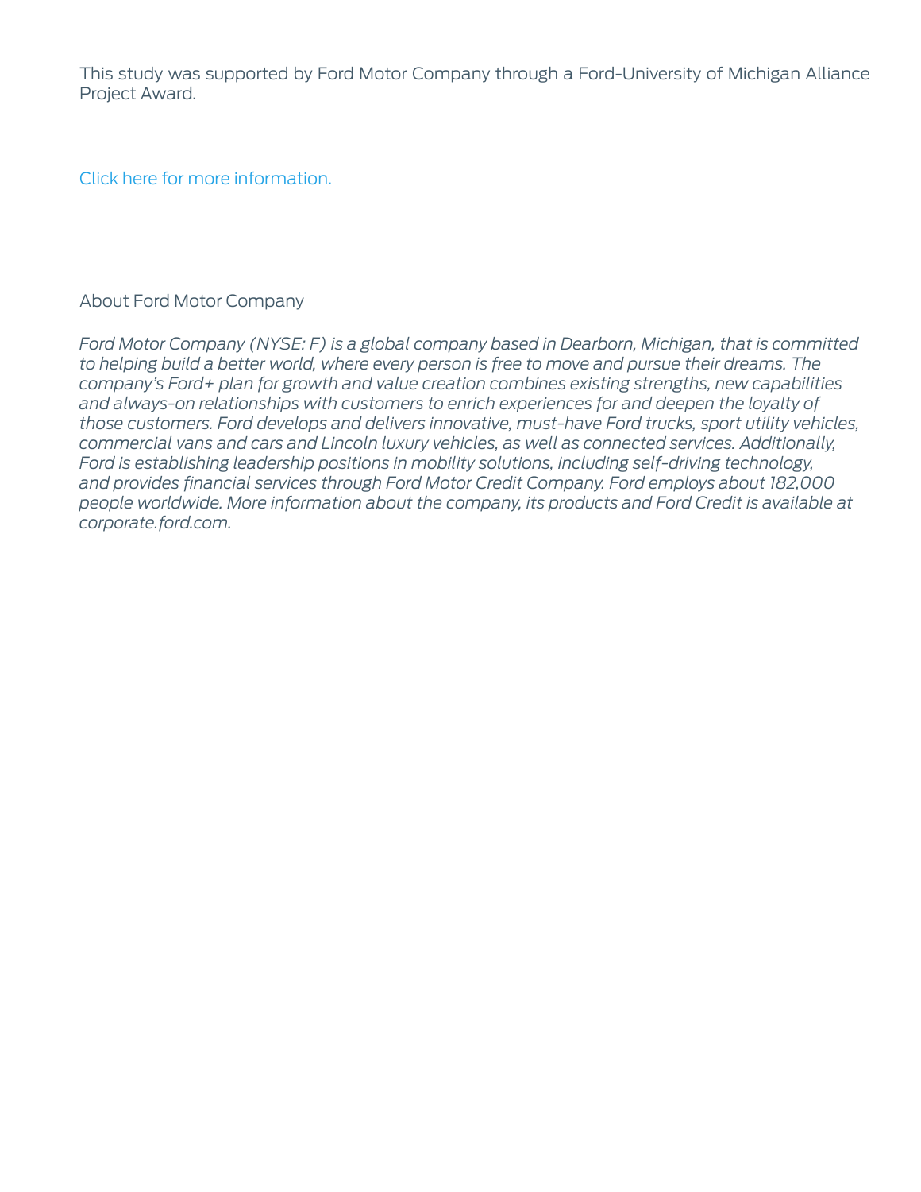This study was supported by Ford Motor Company through a Ford-University of Michigan Alliance Project Award.

Click here for more information.

## About Ford Motor Company

*Ford Motor Company (NYSE: F) is a global company based in Dearborn, Michigan, that is committed to helping build a better world, where every person is free to move and pursue their dreams. The company's Ford+ plan for growth and value creation combines existing strengths, new capabilities and always-on relationships with customers to enrich experiences for and deepen the loyalty of those customers. Ford develops and delivers innovative, must-have Ford trucks, sport utility vehicles, commercial vans and cars and Lincoln luxury vehicles, as well as connected services. Additionally, Ford is establishing leadership positions in mobility solutions, including self-driving technology, and provides financial services through Ford Motor Credit Company. Ford employs about 182,000 people worldwide. More information about the company, its products and Ford Credit is available at corporate.ford.com.*